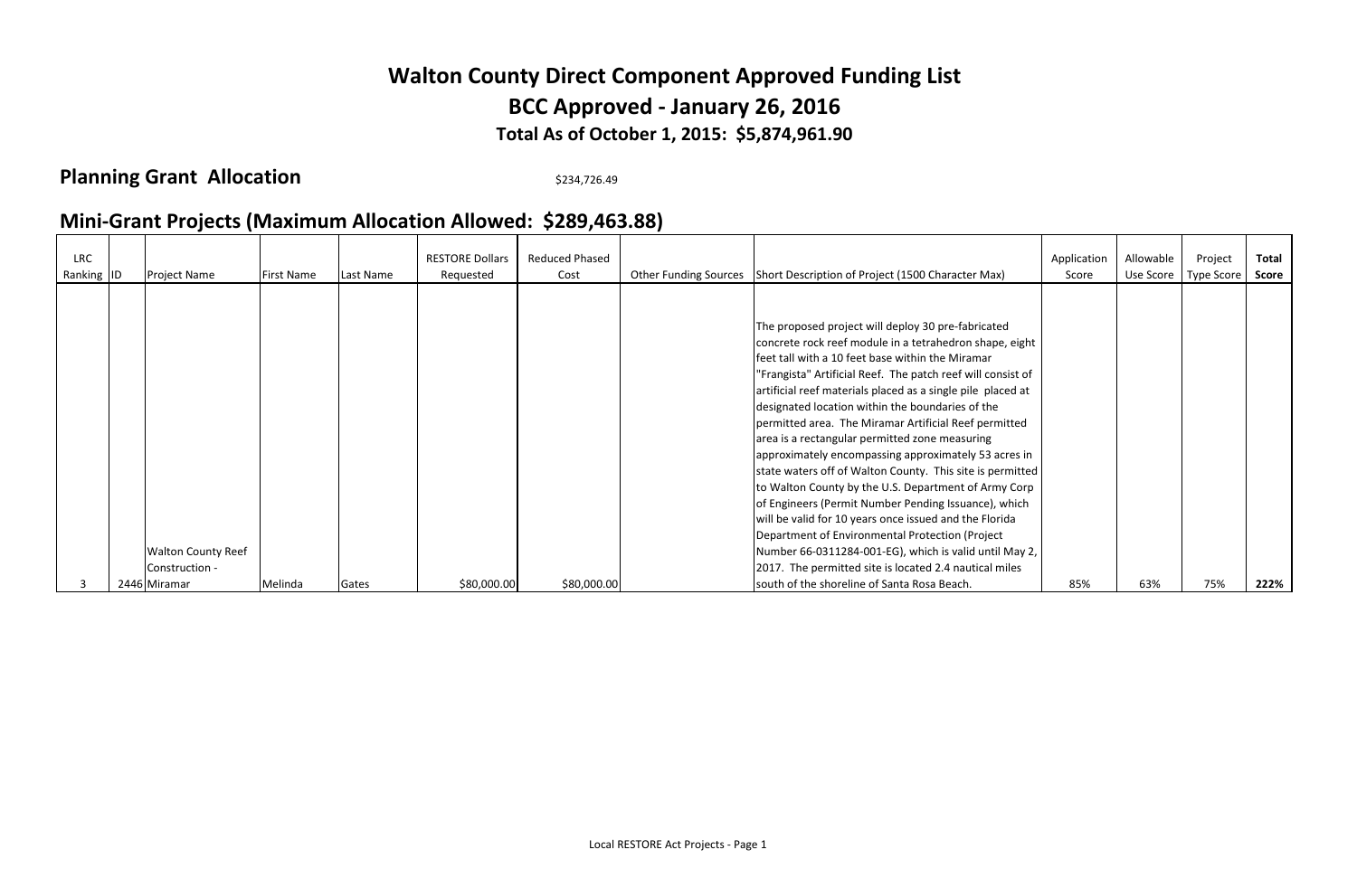# Walton County Direct Component Approved Funding List

## BCC Approved - January 26, 2016

### Total As of October 1, 2015: $5,874,961.90

**Planning Grant Allocation** $234,726.49

## Mini-Grant Projects (Maximum Allocation Allowed: $289,463.88)

| LRC Ranking | ID | Project Name | First Name | Last Name | RESTORE Dollars Requested | Reduced Phased Cost | Other Funding Sources | Short Description of Project (1500 Character Max) | Application Score | Allowable Use Score | Project Type Score | Total Score |
|---|---|---|---|---|---|---|---|---|---|---|---|---|
| 3 | 2446 | Walton County Reef Construction - Miramar | Melinda | Gates | $80,000.00 | $80,000.00 | | The proposed project will deploy 30 pre-fabricated concrete rock reef module in a tetrahedron shape, eight feet tall with a 10 feet base within the Miramar "Frangista" Artificial Reef. The patch reef will consist of artificial reef materials placed as a single pile placed at designated location within the boundaries of the permitted area. The Miramar Artificial Reef permitted area is a rectangular permitted zone measuring approximately encompassing approximately 53 acres in state waters off of Walton County. This site is permitted to Walton County by the U.S. Department of Army Corp of Engineers (Permit Number Pending Issuance), which will be valid for 10 years once issued and the Florida Department of Environmental Protection (Project Number 66-0311284-001-EG), which is valid until May 2, 2017. The permitted site is located 2.4 nautical miles south of the shoreline of Santa Rosa Beach. | 85% | 63% | 75% | **222%** |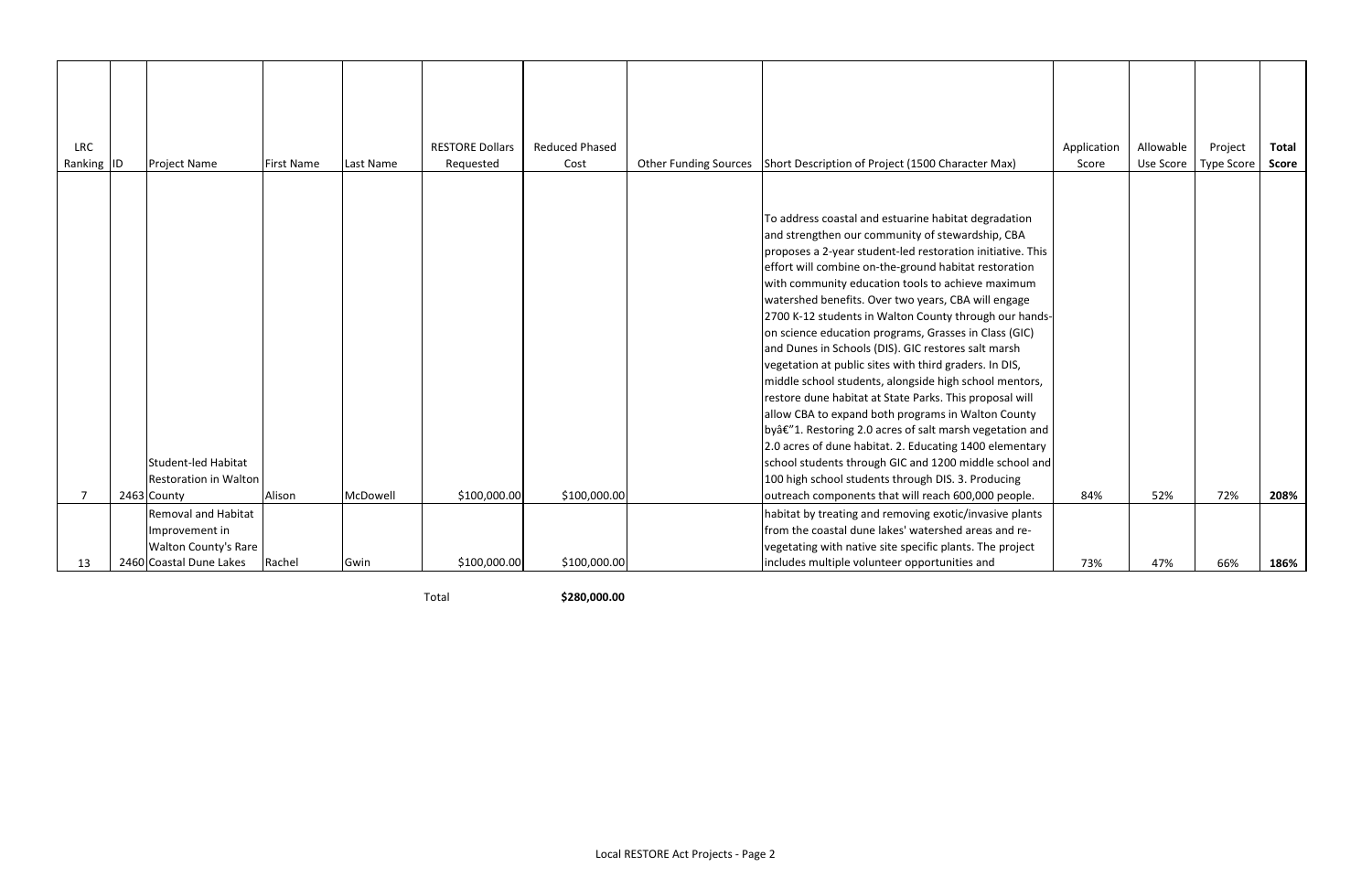| LRC Ranking | ID | Project Name | First Name | Last Name | RESTORE Dollars Requested | Reduced Phased Cost | Other Funding Sources | Short Description of Project (1500 Character Max) | Application Score | Allowable Use Score | Project Type Score | Total Score |
|---|---|---|---|---|---|---|---|---|---|---|---|---|
| 7 | 2463 | Student-led Habitat Restoration in Walton County | Alison | McDowell | $100,000.00 | $100,000.00 | | To address coastal and estuarine habitat degradation and strengthen our community of stewardship, CBA proposes a 2-year student-led restoration initiative. This effort will combine on-the-ground habitat restoration with community education tools to achieve maximum watershed benefits. Over two years, CBA will engage 2700 K-12 students in Walton County through our hands-on science education programs, Grasses in Class (GIC) and Dunes in Schools (DIS). GIC restores salt marsh vegetation at public sites with third graders. In DIS, middle school students, alongside high school mentors, restore dune habitat at State Parks. This proposal will allow CBA to expand both programs in Walton County byâ€"1. Restoring 2.0 acres of salt marsh vegetation and 2.0 acres of dune habitat. 2. Educating 1400 elementary school students through GIC and 1200 middle school and 100 high school students through DIS. 3. Producing outreach components that will reach 600,000 people. | 84% | 52% | 72% | **208%** |
| 13 | 2460 | Removal and Habitat Improvement in Walton County's Rare Coastal Dune Lakes | Rachel | Gwin | $100,000.00 | $100,000.00 | | habitat by treating and removing exotic/invasive plants from the coastal dune lakes' watershed areas and re-vegetating with native site specific plants. The project includes multiple volunteer opportunities and | 73% | 47% | 66% | **186%** |
| | | | | | Total | **$280,000.00** | | | | | | |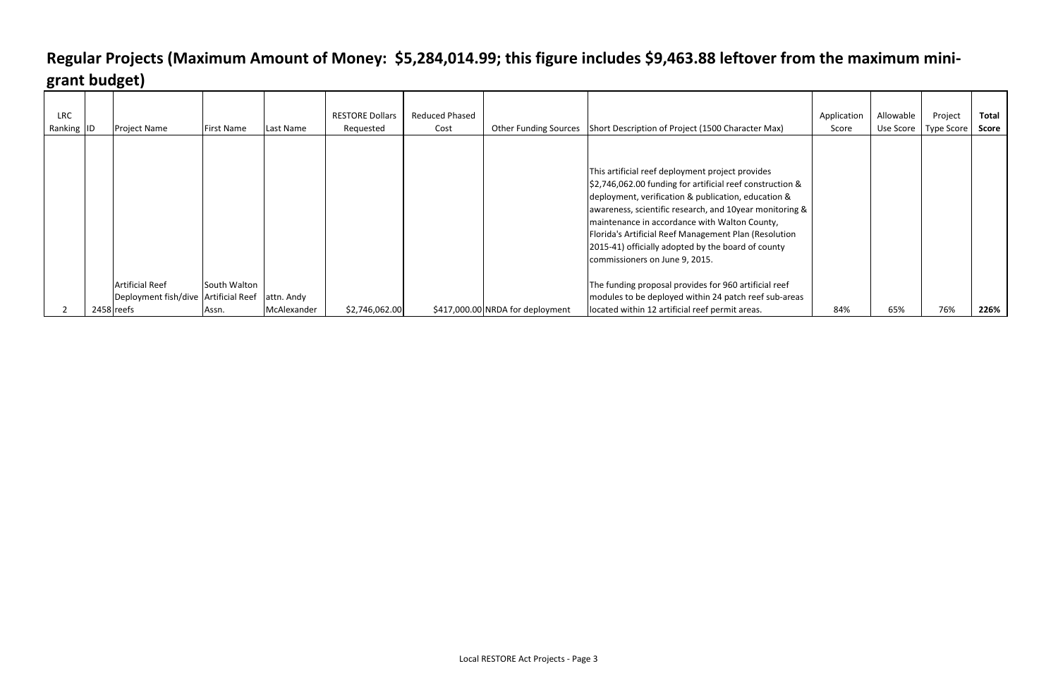## Regular Projects (Maximum Amount of Money: $5,284,014.99; this figure includes $9,463.88 leftover from the maximum mini-grant budget)

| LRC Ranking | ID | Project Name | First Name | Last Name | RESTORE Dollars Requested | Reduced Phased Cost | Other Funding Sources | Short Description of Project (1500 Character Max) | Application Score | Allowable Use Score | Project Type Score | Total Score |
|---|---|---|---|---|---|---|---|---|---|---|---|---|
| 2 | 2458 | Artificial Reef Deployment fish/dive reefs | South Walton Artificial Reef Assn. | attn. Andy McAlexander | $2,746,062.00 | | $417,000.00 NRDA for deployment | This artificial reef deployment project provides $2,746,062.00 funding for artificial reef construction & deployment, verification & publication, education & awareness, scientific research, and 10year monitoring & maintenance in accordance with Walton County, Florida's Artificial Reef Management Plan (Resolution 2015-41) officially adopted by the board of county commissioners on June 9, 2015.<br><br>The funding proposal provides for 960 artificial reef modules to be deployed within 24 patch reef sub-areas located within 12 artificial reef permit areas. | 84% | 65% | 76% | **226%** |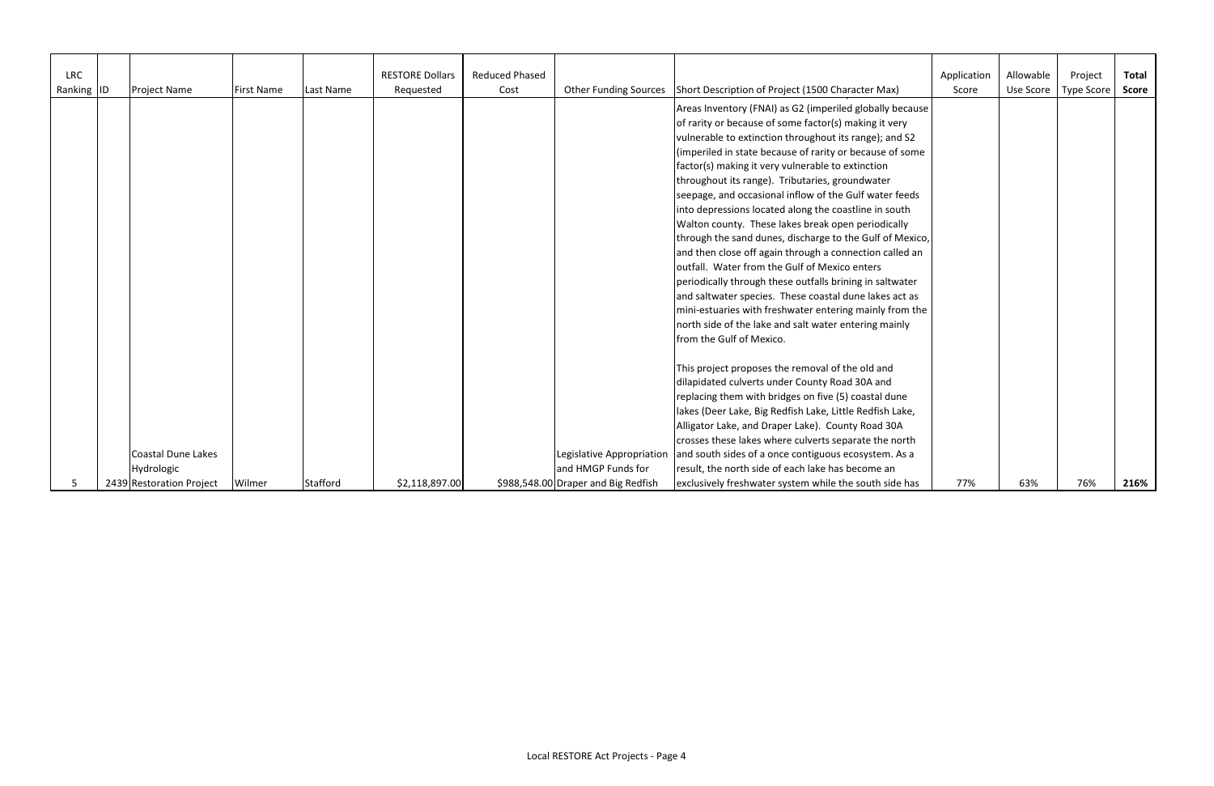| LRC Ranking | ID | Project Name | First Name | Last Name | RESTORE Dollars Requested | Reduced Phased Cost | Other Funding Sources | Short Description of Project (1500 Character Max) | Application Score | Allowable Use Score | Project Type Score | **Total Score** |
|---|---|---|---|---|---|---|---|---|---|---|---|---|
| 5 | 2439 | Coastal Dune Lakes Hydrologic Restoration Project | Wilmer | Stafford | $2,118,897.00 | $988,548.00 | Legislative Appropriation and HMGP Funds for Draper and Big Redfish | Areas Inventory (FNAI) as G2 (imperiled globally because of rarity or because of some factor(s) making it very vulnerable to extinction throughout its range); and S2 (imperiled in state because of rarity or because of some factor(s) making it very vulnerable to extinction throughout its range). Tributaries, groundwater seepage, and occasional inflow of the Gulf water feeds into depressions located along the coastline in south Walton county. These lakes break open periodically through the sand dunes, discharge to the Gulf of Mexico, and then close off again through a connection called an outfall. Water from the Gulf of Mexico enters periodically through these outfalls brining in saltwater and saltwater species. These coastal dune lakes act as mini-estuaries with freshwater entering mainly from the north side of the lake and salt water entering mainly from the Gulf of Mexico.<br><br>This project proposes the removal of the old and dilapidated culverts under County Road 30A and replacing them with bridges on five (5) coastal dune lakes (Deer Lake, Big Redfish Lake, Little Redfish Lake, Alligator Lake, and Draper Lake). County Road 30A crosses these lakes where culverts separate the north and south sides of a once contiguous ecosystem. As a result, the north side of each lake has become an exclusively freshwater system while the south side has | 77% | 63% | 76% | **216%** |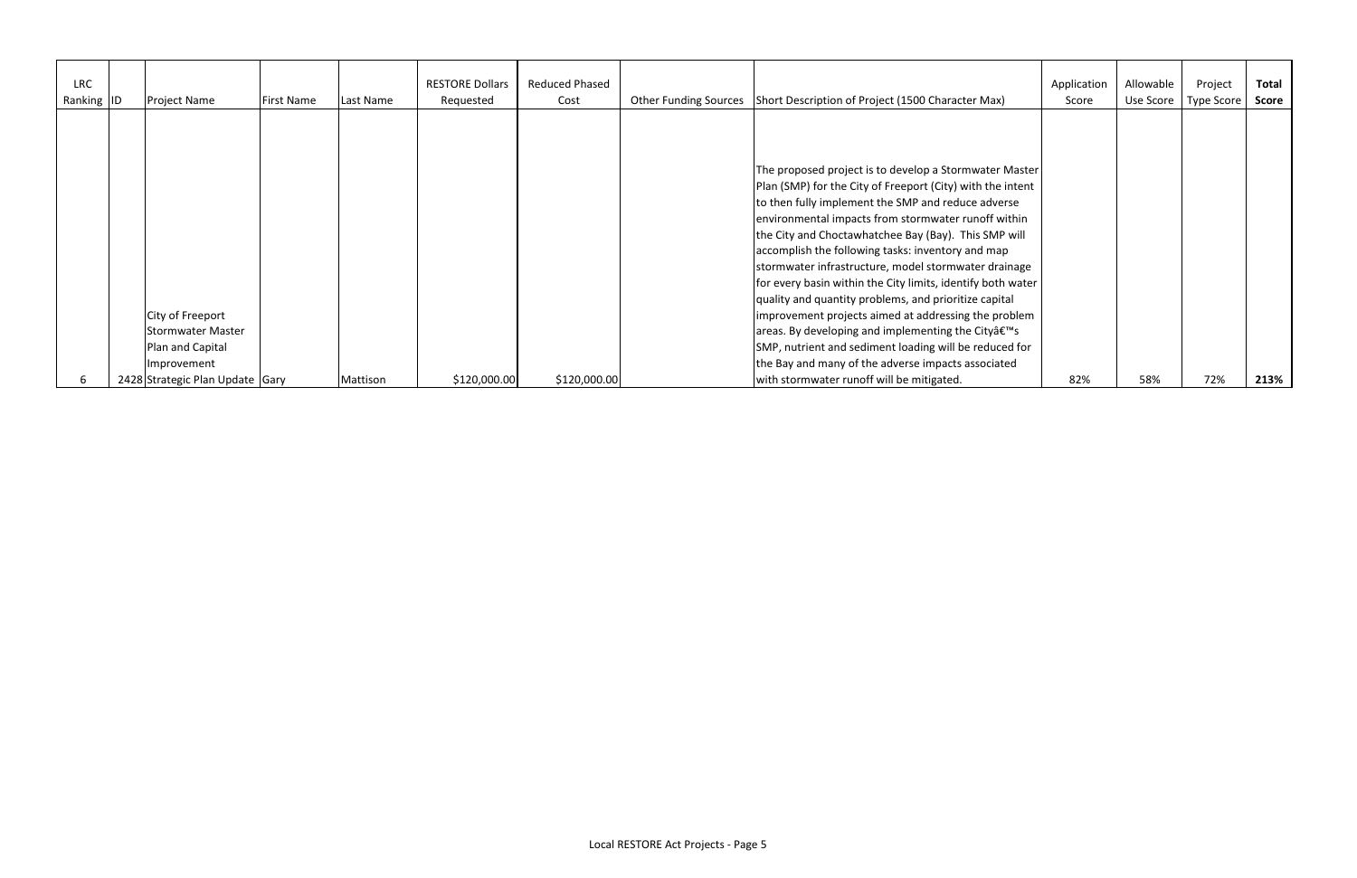| LRC Ranking | ID | Project Name | First Name | Last Name | RESTORE Dollars Requested | Reduced Phased Cost | Other Funding Sources | Short Description of Project (1500 Character Max) | Application Score | Allowable Use Score | Project Type Score | **Total Score** |
|---|---|---|---|---|---|---|---|---|---|---|---|---|
| 6 | 2428 | City of Freeport Stormwater Master Plan and Capital Improvement Strategic Plan Update | Gary | Mattison | $120,000.00 | $120,000.00 | | The proposed project is to develop a Stormwater Master Plan (SMP) for the City of Freeport (City) with the intent to then fully implement the SMP and reduce adverse environmental impacts from stormwater runoff within the City and Choctawhatchee Bay (Bay). This SMP will accomplish the following tasks: inventory and map stormwater infrastructure, model stormwater drainage for every basin within the City limits, identify both water quality and quantity problems, and prioritize capital improvement projects aimed at addressing the problem areas. By developing and implementing the Cityâ€™s SMP, nutrient and sediment loading will be reduced for the Bay and many of the adverse impacts associated with stormwater runoff will be mitigated. | 82% | 58% | 72% | **213%** |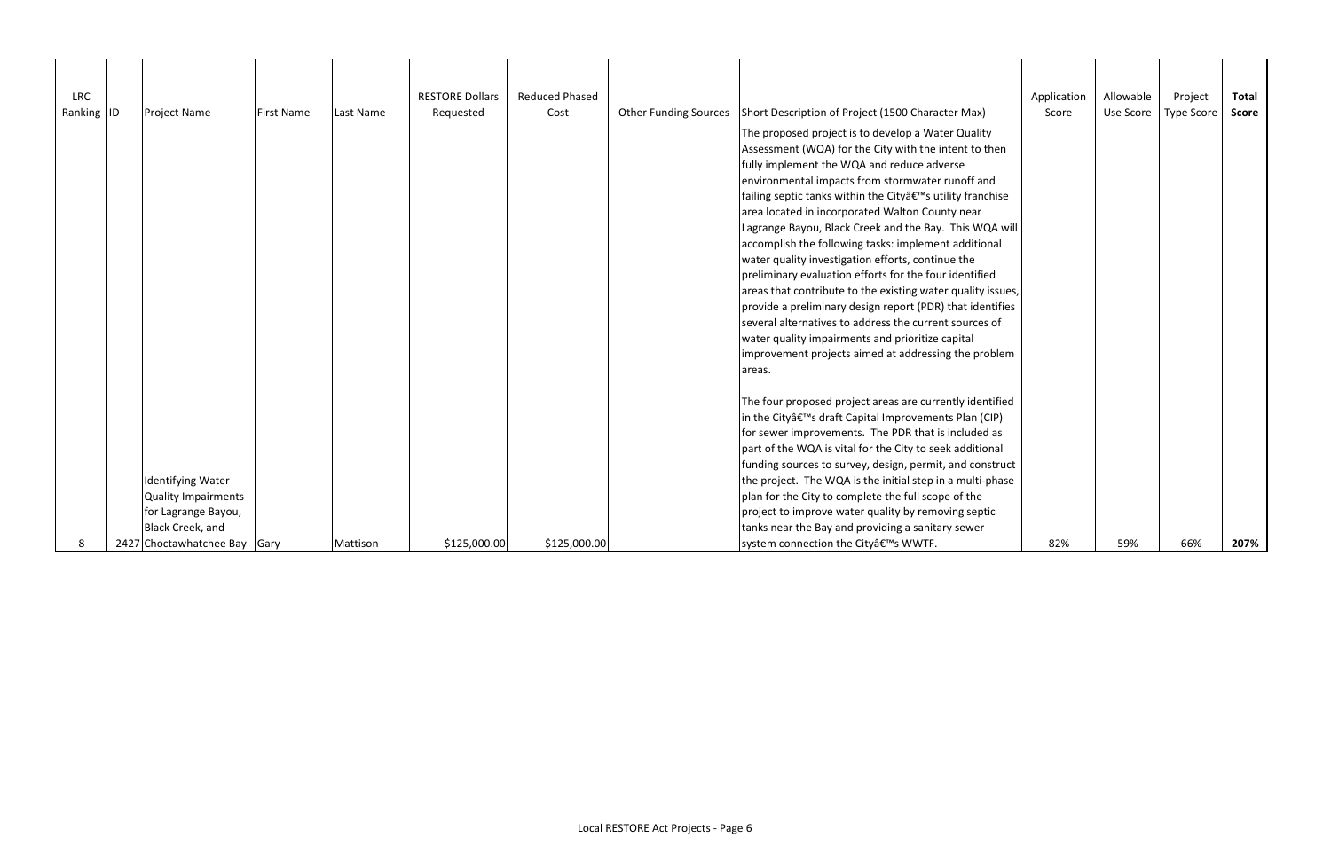| LRC Ranking | ID | Project Name | First Name | Last Name | RESTORE Dollars Requested | Reduced Phased Cost | Other Funding Sources | Short Description of Project (1500 Character Max) | Application Score | Allowable Use Score | Project Type Score | **Total Score** |
|---|---|---|---|---|---|---|---|---|---|---|---|---|
| 8 | 2427 | Identifying Water Quality Impairments for Lagrange Bayou, Black Creek, and Choctawhatchee Bay | Gary | Mattison | $125,000.00 | $125,000.00 | | The proposed project is to develop a Water Quality Assessment (WQA) for the City with the intent to then fully implement the WQA and reduce adverse environmental impacts from stormwater runoff and failing septic tanks within the Cityâ€™s utility franchise area located in incorporated Walton County near Lagrange Bayou, Black Creek and the Bay. This WQA will accomplish the following tasks: implement additional water quality investigation efforts, continue the preliminary evaluation efforts for the four identified areas that contribute to the existing water quality issues, provide a preliminary design report (PDR) that identifies several alternatives to address the current sources of water quality impairments and prioritize capital improvement projects aimed at addressing the problem areas.<br><br>The four proposed project areas are currently identified in the Cityâ€™s draft Capital Improvements Plan (CIP) for sewer improvements. The PDR that is included as part of the WQA is vital for the City to seek additional funding sources to survey, design, permit, and construct the project. The WQA is the initial step in a multi-phase plan for the City to complete the full scope of the project to improve water quality by removing septic tanks near the Bay and providing a sanitary sewer system connection the Cityâ€™s WWTF. | 82% | 59% | 66% | **207%** |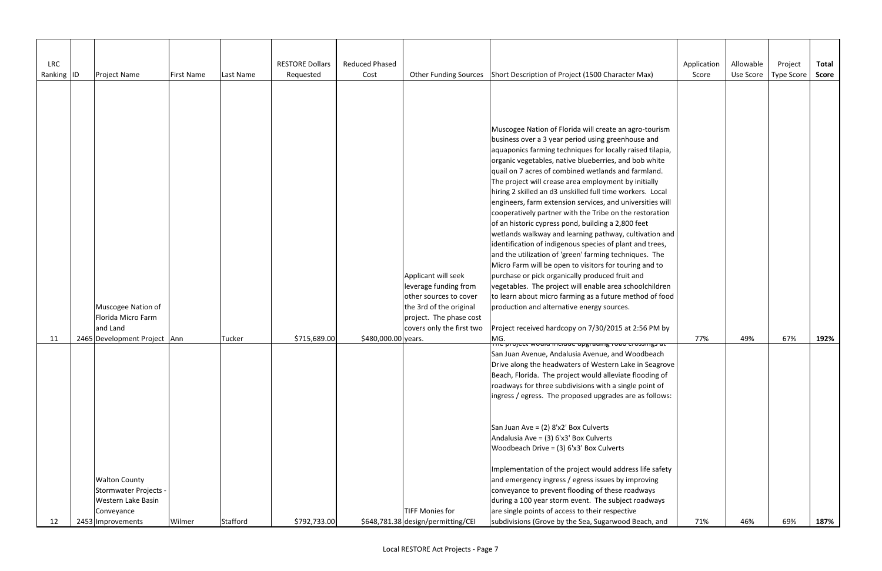| LRC Ranking | ID | Project Name | First Name | Last Name | RESTORE Dollars Requested | Reduced Phased Cost | Other Funding Sources | Short Description of Project (1500 Character Max) | Application Score | Allowable Use Score | Project Type Score | Total Score |
|---|---|---|---|---|---|---|---|---|---|---|---|---|
| 11 | 2465 | Muscogee Nation of Florida Micro Farm and Land Development Project | Ann | Tucker | $715,689.00 | $480,000.00 | Applicant will seek leverage funding from other sources to cover the 3rd of the original project. The phase cost covers only the first two years. | Muscogee Nation of Florida will create an agro-tourism business over a 3 year period using greenhouse and aquaponics farming techniques for locally raised tilapia, organic vegetables, native blueberries, and bob white quail on 7 acres of combined wetlands and farmland. The project will crease area employment by initially hiring 2 skilled an d3 unskilled full time workers. Local engineers, farm extension services, and universities will cooperatively partner with the Tribe on the restoration of an historic cypress pond, building a 2,800 feet wetlands walkway and learning pathway, cultivation and identification of indigenous species of plant and trees, and the utilization of 'green' farming techniques. The Micro Farm will be open to visitors for touring and to purchase or pick organically produced fruit and vegetables. The project will enable area schoolchildren to learn about micro farming as a future method of food production and alternative energy sources. Project received hardcopy on 7/30/2015 at 2:56 PM by MG. | 77% | 49% | 67% | 192% |
| 12 | 2453 | Walton County Stormwater Projects - Western Lake Basin Conveyance Improvements | Wilmer | Stafford | $792,733.00 | $648,781.38 | TIFF Monies for design/permitting/CEI | The project would include upgrading road crossings at San Juan Avenue, Andalusia Avenue, and Woodbeach Drive along the headwaters of Western Lake in Seagrove Beach, Florida. The project would alleviate flooding of roadways for three subdivisions with a single point of ingress / egress. The proposed upgrades are as follows: San Juan Ave = (2) 8'x2' Box Culverts Andalusia Ave = (3) 6'x3' Box Culverts Woodbeach Drive = (3) 6'x3' Box Culverts Implementation of the project would address life safety and emergency ingress / egress issues by improving conveyance to prevent flooding of these roadways during a 100 year storm event. The subject roadways are single points of access to their respective subdivisions (Grove by the Sea, Sugarwood Beach, and | 71% | 46% | 69% | 187% |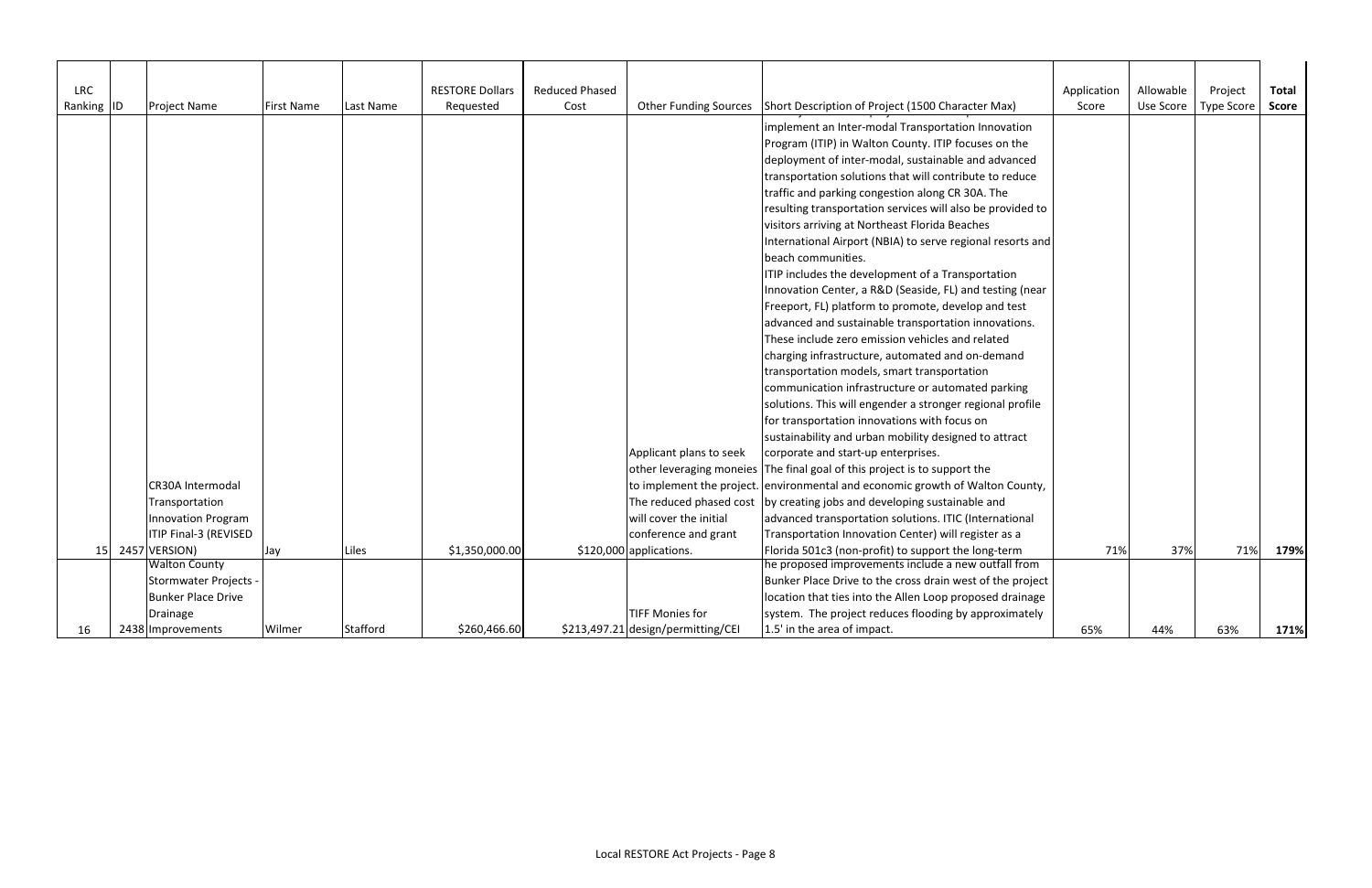| LRC Ranking | ID | Project Name | First Name | Last Name | RESTORE Dollars Requested | Reduced Phased Cost | Other Funding Sources | Short Description of Project (1500 Character Max) | Application Score | Allowable Use Score | Project Type Score | **Total Score** |
|---|---|---|---|---|---|---|---|---|---|---|---|---|
| 15 | 2457 | CR30A Intermodal Transportation Innovation Program ITIP Final-3 (REVISED VERSION) | Jay | Liles | $1,350,000.00 | $120,000 | Applicant plans to seek other leveraging moneies to implement the project. The reduced phased cost will cover the initial conference and grant applications. | implement an Inter-modal Transportation Innovation Program (ITIP) in Walton County. ITIP focuses on the deployment of inter-modal, sustainable and advanced transportation solutions that will contribute to reduce traffic and parking congestion along CR 30A. The resulting transportation services will also be provided to visitors arriving at Northeast Florida Beaches International Airport (NBIA) to serve regional resorts and beach communities. ITIP includes the development of a Transportation Innovation Center, a R&D (Seaside, FL) and testing (near Freeport, FL) platform to promote, develop and test advanced and sustainable transportation innovations. These include zero emission vehicles and related charging infrastructure, automated and on-demand transportation models, smart transportation communication infrastructure or automated parking solutions. This will engender a stronger regional profile for transportation innovations with focus on sustainability and urban mobility designed to attract corporate and start-up enterprises. The final goal of this project is to support the environmental and economic growth of Walton County, by creating jobs and developing sustainable and advanced transportation solutions. ITIC (International Transportation Innovation Center) will register as a Florida 501c3 (non-profit) to support the long-term | 71% | 37% | 71% | **179%** |
| 16 | 2438 | Walton County Stormwater Projects - Bunker Place Drive Drainage Improvements | Wilmer | Stafford | $260,466.60 | $213,497.21 | TIFF Monies for design/permitting/CEI | he proposed improvements include a new outfall from Bunker Place Drive to the cross drain west of the project location that ties into the Allen Loop proposed drainage system. The project reduces flooding by approximately 1.5' in the area of impact. | 65% | 44% | 63% | **171%** |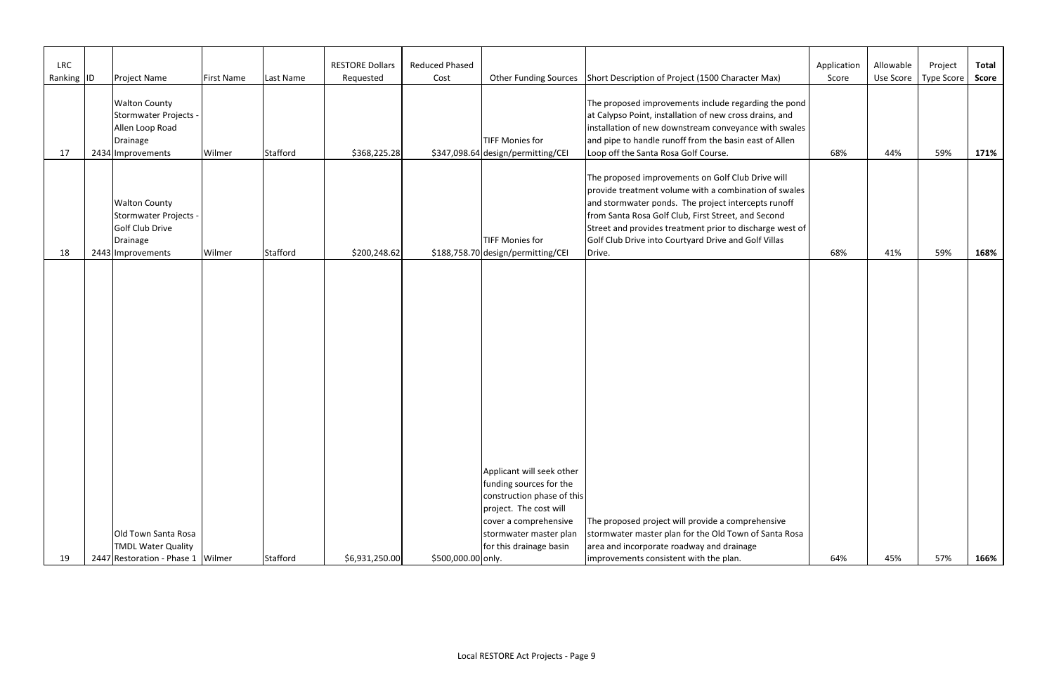| LRC Ranking | ID | Project Name | First Name | Last Name | RESTORE Dollars Requested | Reduced Phased Cost | Other Funding Sources | Short Description of Project (1500 Character Max) | Application Score | Allowable Use Score | Project Type Score | **Total Score** |
|---|---|---|---|---|---|---|---|---|---|---|---|---|
| 17 | 2434 | Walton County Stormwater Projects - Allen Loop Road Drainage Improvements | Wilmer | Stafford | $368,225.28 | $347,098.64 | TIFF Monies for design/permitting/CEI | The proposed improvements include regarding the pond at Calypso Point, installation of new cross drains, and installation of new downstream conveyance with swales and pipe to handle runoff from the basin east of Allen Loop off the Santa Rosa Golf Course. | 68% | 44% | 59% | **171%** |
| 18 | 2443 | Walton County Stormwater Projects - Golf Club Drive Drainage Improvements | Wilmer | Stafford | $200,248.62 | $188,758.70 | TIFF Monies for design/permitting/CEI | The proposed improvements on Golf Club Drive will provide treatment volume with a combination of swales and stormwater ponds. The project intercepts runoff from Santa Rosa Golf Club, First Street, and Second Street and provides treatment prior to discharge west of Golf Club Drive into Courtyard Drive and Golf Villas Drive. | 68% | 41% | 59% | **168%** |
| 19 | 2447 | Old Town Santa Rosa TMDL Water Quality Restoration - Phase 1 | Wilmer | Stafford | $6,931,250.00 | $500,000.00 | Applicant will seek other funding sources for the construction phase of this project. The cost will cover a comprehensive stormwater master plan for this drainage basin only. | The proposed project will provide a comprehensive stormwater master plan for the Old Town of Santa Rosa area and incorporate roadway and drainage improvements consistent with the plan. | 64% | 45% | 57% | **166%** |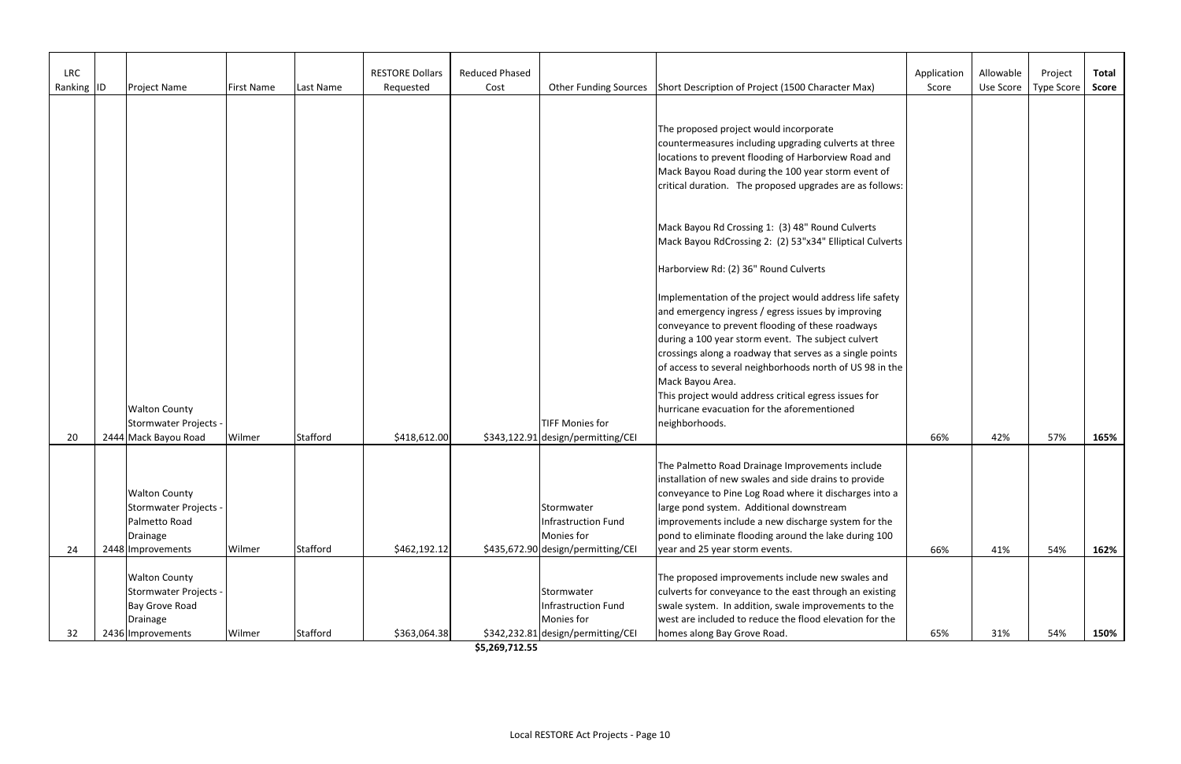| LRC Ranking | ID | Project Name | First Name | Last Name | RESTORE Dollars Requested | Reduced Phased Cost | Other Funding Sources | Short Description of Project (1500 Character Max) | Application Score | Allowable Use Score | Project Type Score | **Total Score** |
|---|---|---|---|---|---|---|---|---|---|---|---|---|
| 20 | 2444 | Walton County Stormwater Projects - Mack Bayou Road | Wilmer | Stafford | $418,612.00 | $343,122.91 | TIFF Monies for design/permitting/CEI | The proposed project would incorporate countermeasures including upgrading culverts at three locations to prevent flooding of Harborview Road and Mack Bayou Road during the 100 year storm event of critical duration. The proposed upgrades are as follows: Mack Bayou Rd Crossing 1: (3) 48" Round Culverts Mack Bayou RdCrossing 2: (2) 53"x34" Elliptical Culverts Harborview Rd: (2) 36" Round Culverts Implementation of the project would address life safety and emergency ingress / egress issues by improving conveyance to prevent flooding of these roadways during a 100 year storm event. The subject culvert crossings along a roadway that serves as a single points of access to several neighborhoods north of US 98 in the Mack Bayou Area. This project would address critical egress issues for hurricane evacuation for the aforementioned neighborhoods. | 66% | 42% | 57% | **165%** |
| 24 | 2448 | Walton County Stormwater Projects - Palmetto Road Drainage Improvements | Wilmer | Stafford | $462,192.12 | $435,672.90 | Stormwater Infrastruction Fund Monies for design/permitting/CEI | The Palmetto Road Drainage Improvements include installation of new swales and side drains to provide conveyance to Pine Log Road where it discharges into a large pond system. Additional downstream improvements include a new discharge system for the pond to eliminate flooding around the lake during 100 year and 25 year storm events. | 66% | 41% | 54% | **162%** |
| 32 | 2436 | Walton County Stormwater Projects - Bay Grove Road Drainage Improvements | Wilmer | Stafford | $363,064.38 | $342,232.81 | Stormwater Infrastruction Fund Monies for design/permitting/CEI | The proposed improvements include new swales and culverts for conveyance to the east through an existing swale system. In addition, swale improvements to the west are included to reduce the flood elevation for the homes along Bay Grove Road. | 65% | 31% | 54% | **150%** |
| | | | | | | **$5,269,712.55** | | | | | | |